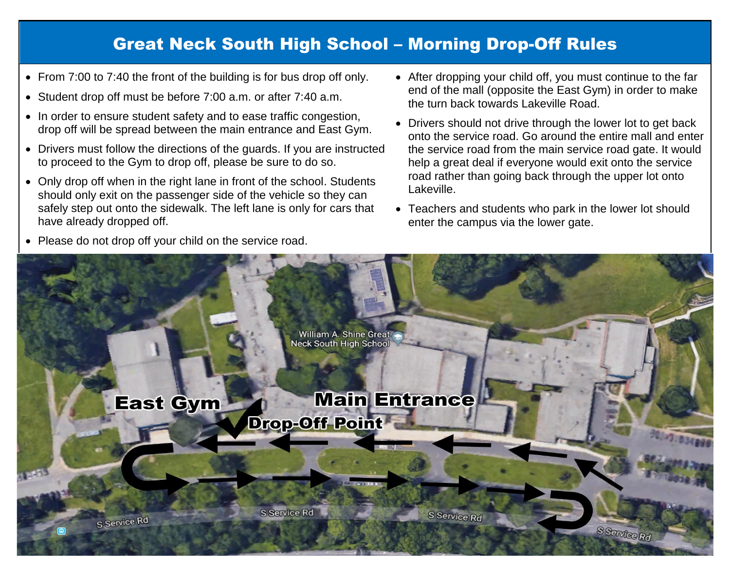# Great Neck South High School – Morning Drop-Off Rules

- From 7:00 to 7:40 the front of the building is for bus drop off only.
- Student drop off must be before 7:00 a.m. or after 7:40 a.m.
- In order to ensure student safety and to ease traffic congestion, drop off will be spread between the main entrance and East Gym.
- Drivers must follow the directions of the guards. If you are instructed to proceed to the Gym to drop off, please be sure to do so.
- Only drop off when in the right lane in front of the school. Students should only exit on the passenger side of the vehicle so they can safely step out onto the sidewalk. The left lane is only for cars that have already dropped off.
- Please do not drop off your child on the service road.
- After dropping your child off, you must continue to the far end of the mall (opposite the East Gym) in order to make the turn back towards Lakeville Road.
- Drivers should not drive through the lower lot to get back onto the service road. Go around the entire mall and enter the service road from the main service road gate. It would help a great deal if everyone would exit onto the service road rather than going back through the upper lot onto Lakeville.
- Teachers and students who park in the lower lot should enter the campus via the lower gate.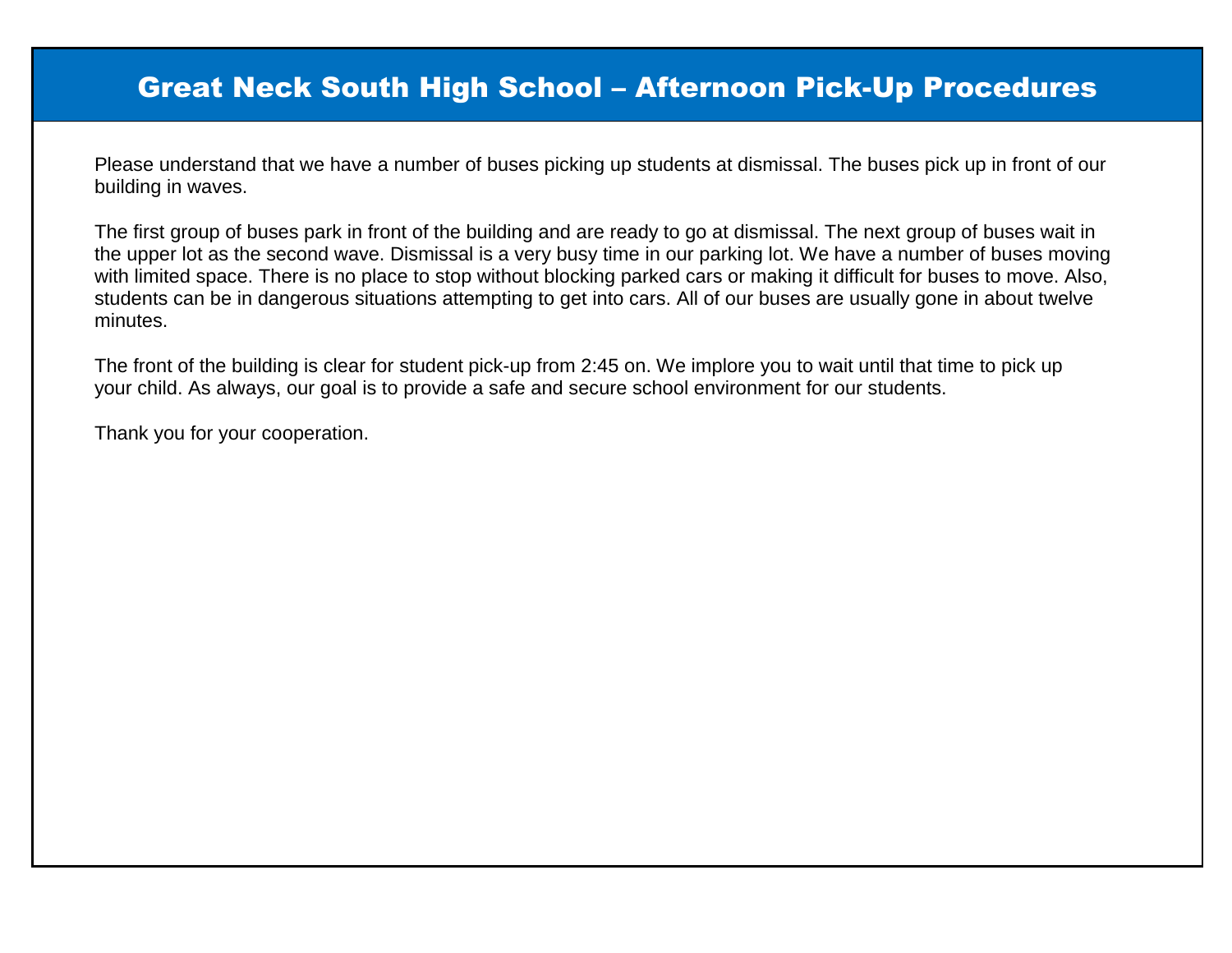# Great Neck South High School – Afternoon Pick-Up Procedures

Please understand that we have a number of buses picking up students at dismissal. The buses pick up in front of our building in waves.

The first group of buses park in front of the building and are ready to go at dismissal. The next group of buses wait in the upper lot as the second wave. Dismissal is a very busy time in our parking lot. We have a number of buses moving with limited space. There is no place to stop without blocking parked cars or making it difficult for buses to move. Also, students can be in dangerous situations attempting to get into cars. All of our buses are usually gone in about twelve minutes.

The front of the building is clear for student pick-up from 2:45 on. We implore you to wait until that time to pick up your child. As always, our goal is to provide a safe and secure school environment for our students.

Thank you for your cooperation.